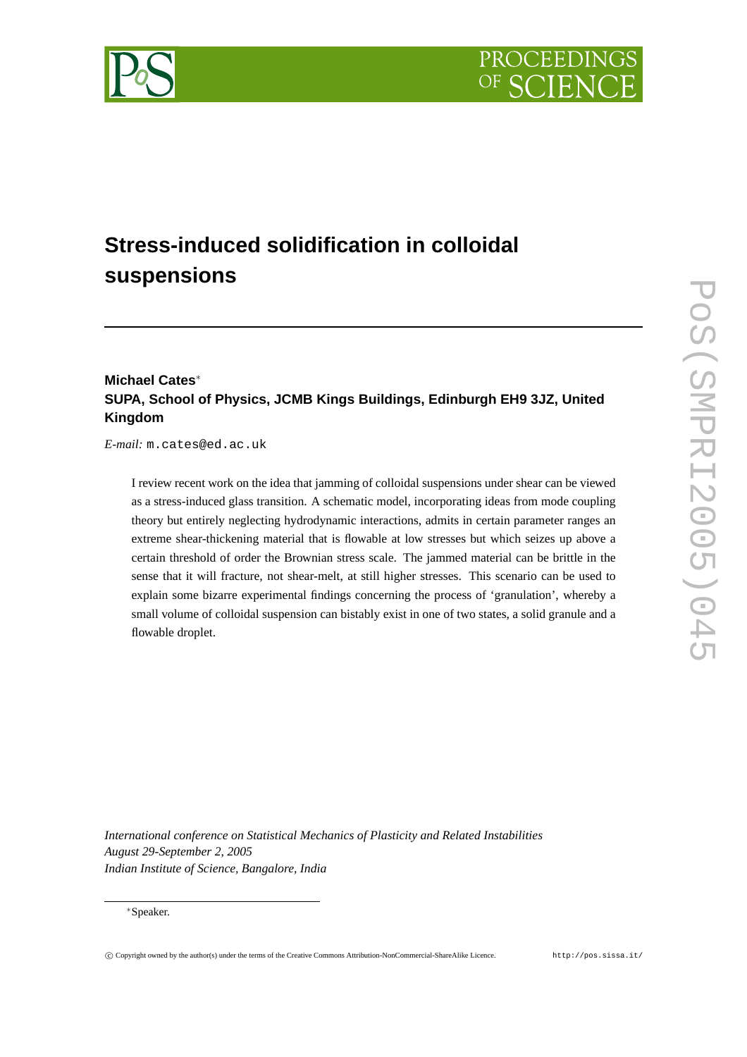# Stress-induced solidification in colloidal suspensions

**Michael Cates***
**SUPA, School of Physics, JCMB Kings Buildings, Edinburgh EH9 3JZ, United Kingdom**

*E-mail:* m.cates@ed.ac.uk

I review recent work on the idea that jamming of colloidal suspensions under shear can be viewed as a stress-induced glass transition. A schematic model, incorporating ideas from mode coupling theory but entirely neglecting hydrodynamic interactions, admits in certain parameter ranges an extreme shear-thickening material that is flowable at low stresses but which seizes up above a certain threshold of order the Brownian stress scale. The jammed material can be brittle in the sense that it will fracture, not shear-melt, at still higher stresses. This scenario can be used to explain some bizarre experimental findings concerning the process of 'granulation', whereby a small volume of colloidal suspension can bistably exist in one of two states, a solid granule and a flowable droplet.

*International conference on Statistical Mechanics of Plasticity and Related Instabilities*
*August 29-September 2, 2005*
*Indian Institute of Science, Bangalore, India*

*Speaker.

© Copyright owned by the author(s) under the terms of the Creative Commons Attribution-NonCommercial-ShareAlike Licence. http://pos.sissa.it/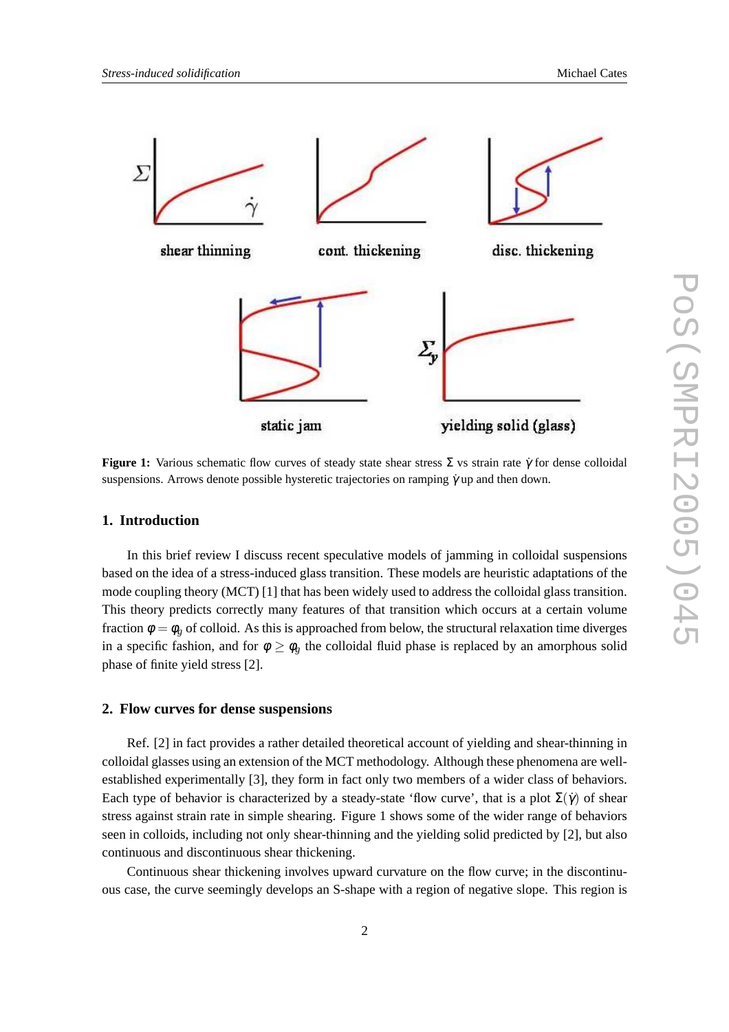**Figure 1:** Various schematic flow curves of steady state shear stress $\Sigma$ vs strain rate $\dot{\gamma}$ for dense colloidal suspensions. Arrows denote possible hysteretic trajectories on ramping $\dot{\gamma}$ up and then down.

## 1. Introduction

In this brief review I discuss recent speculative models of jamming in colloidal suspensions based on the idea of a stress-induced glass transition. These models are heuristic adaptations of the mode coupling theory (MCT) [1] that has been widely used to address the colloidal glass transition. This theory predicts correctly many features of that transition which occurs at a certain volume fraction $\phi = \phi_g$ of colloid. As this is approached from below, the structural relaxation time diverges in a specific fashion, and for $\phi \geq \phi_g$ the colloidal fluid phase is replaced by an amorphous solid phase of finite yield stress [2].

## 2. Flow curves for dense suspensions

Ref. [2] in fact provides a rather detailed theoretical account of yielding and shear-thinning in colloidal glasses using an extension of the MCT methodology. Although these phenomena are well-established experimentally [3], they form in fact only two members of a wider class of behaviors. Each type of behavior is characterized by a steady-state 'flow curve', that is a plot $\Sigma(\dot{\gamma})$ of shear stress against strain rate in simple shearing. Figure 1 shows some of the wider range of behaviors seen in colloids, including not only shear-thinning and the yielding solid predicted by [2], but also continuous and discontinuous shear thickening.

Continuous shear thickening involves upward curvature on the flow curve; in the discontinuous case, the curve seemingly develops an S-shape with a region of negative slope. This region is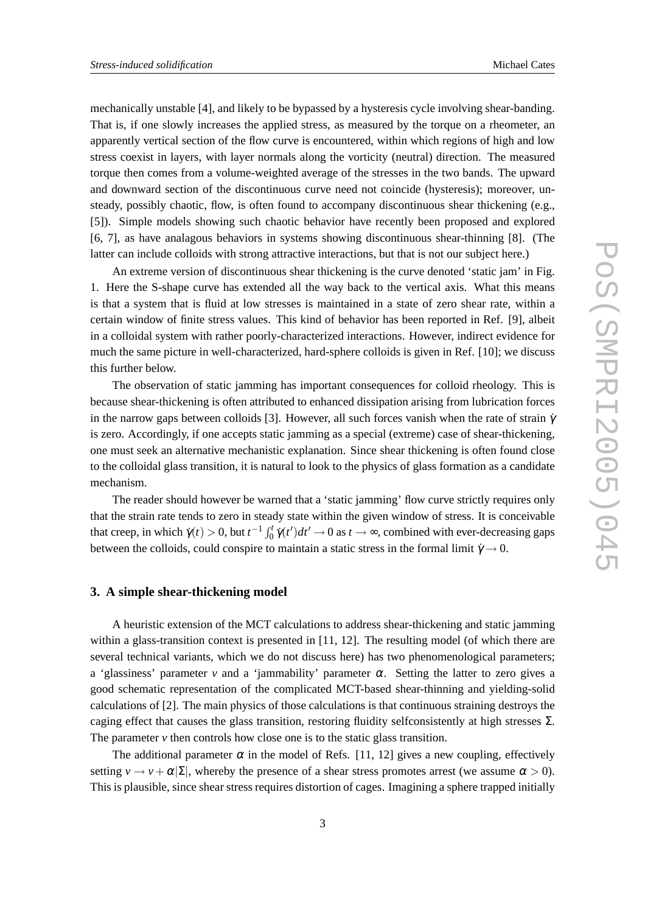mechanically unstable [4], and likely to be bypassed by a hysteresis cycle involving shear-banding. That is, if one slowly increases the applied stress, as measured by the torque on a rheometer, an apparently vertical section of the flow curve is encountered, within which regions of high and low stress coexist in layers, with layer normals along the vorticity (neutral) direction. The measured torque then comes from a volume-weighted average of the stresses in the two bands. The upward and downward section of the discontinuous curve need not coincide (hysteresis); moreover, unsteady, possibly chaotic, flow, is often found to accompany discontinuous shear thickening (e.g., [5]). Simple models showing such chaotic behavior have recently been proposed and explored [6, 7], as have analagous behaviors in systems showing discontinuous shear-thinning [8]. (The latter can include colloids with strong attractive interactions, but that is not our subject here.)

An extreme version of discontinuous shear thickening is the curve denoted 'static jam' in Fig. 1. Here the S-shape curve has extended all the way back to the vertical axis. What this means is that a system that is fluid at low stresses is maintained in a state of zero shear rate, within a certain window of finite stress values. This kind of behavior has been reported in Ref. [9], albeit in a colloidal system with rather poorly-characterized interactions. However, indirect evidence for much the same picture in well-characterized, hard-sphere colloids is given in Ref. [10]; we discuss this further below.

The observation of static jamming has important consequences for colloid rheology. This is because shear-thickening is often attributed to enhanced dissipation arising from lubrication forces in the narrow gaps between colloids [3]. However, all such forces vanish when the rate of strain $\dot{\gamma}$ is zero. Accordingly, if one accepts static jamming as a special (extreme) case of shear-thickening, one must seek an alternative mechanistic explanation. Since shear thickening is often found close to the colloidal glass transition, it is natural to look to the physics of glass formation as a candidate mechanism.

The reader should however be warned that a 'static jamming' flow curve strictly requires only that the strain rate tends to zero in steady state within the given window of stress. It is conceivable that creep, in which $\dot{\gamma}(t) > 0$, but $t^{-1}\int_0^t \dot{\gamma}(t')dt' \to 0$ as $t \to \infty$, combined with ever-decreasing gaps between the colloids, could conspire to maintain a static stress in the formal limit $\dot{\gamma} \to 0$.

## 3. A simple shear-thickening model

A heuristic extension of the MCT calculations to address shear-thickening and static jamming within a glass-transition context is presented in [11, 12]. The resulting model (of which there are several technical variants, which we do not discuss here) has two phenomenological parameters; a 'glassiness' parameter $v$ and a 'jammability' parameter $\alpha$. Setting the latter to zero gives a good schematic representation of the complicated MCT-based shear-thinning and yielding-solid calculations of [2]. The main physics of those calculations is that continuous straining destroys the caging effect that causes the glass transition, restoring fluidity selfconsistently at high stresses $\Sigma$. The parameter $v$ then controls how close one is to the static glass transition.

The additional parameter $\alpha$ in the model of Refs. [11, 12] gives a new coupling, effectively setting $v \to v + \alpha|\Sigma|$, whereby the presence of a shear stress promotes arrest (we assume $\alpha > 0$). This is plausible, since shear stress requires distortion of cages. Imagining a sphere trapped initially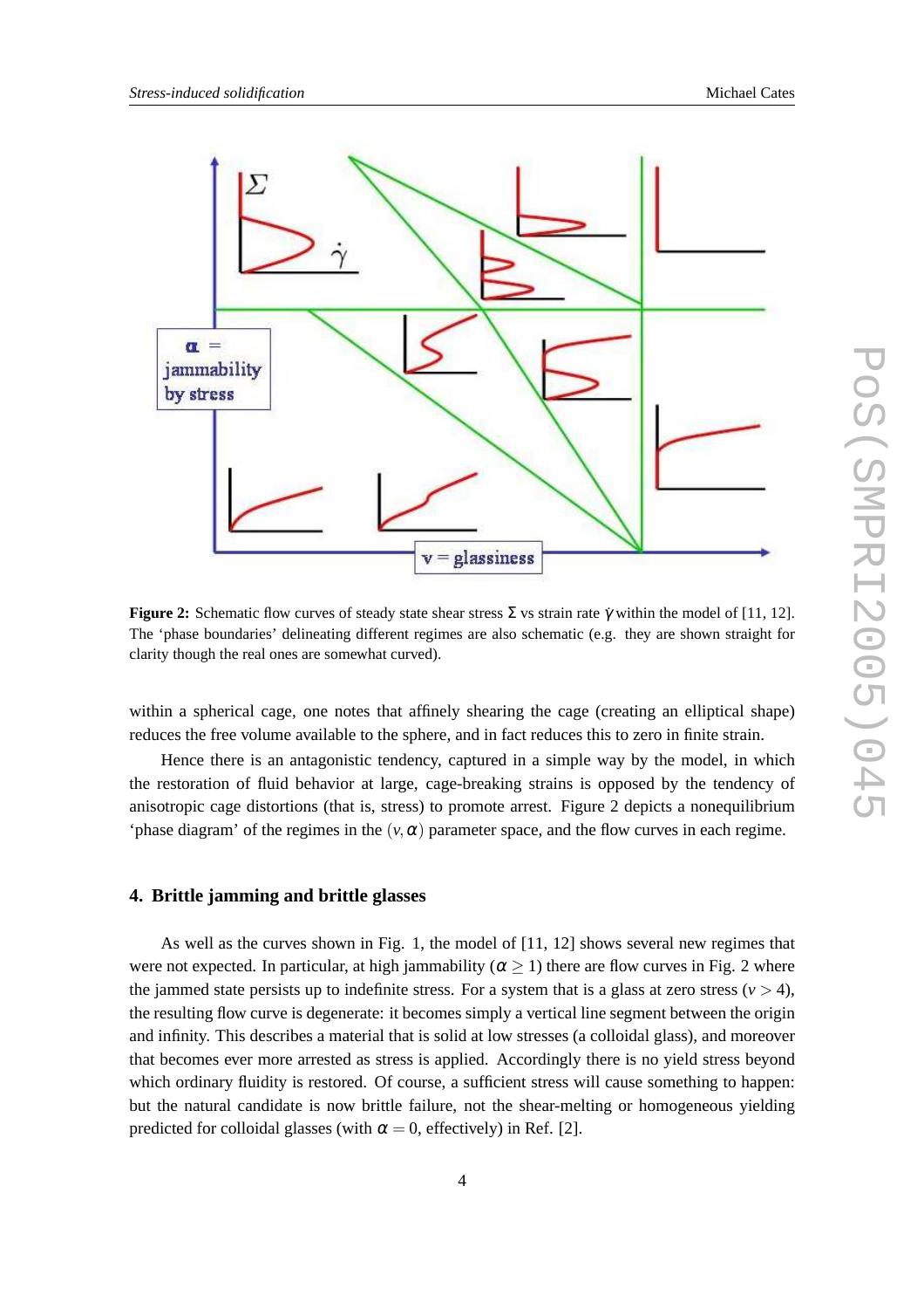**Figure 2:** Schematic flow curves of steady state shear stress $\Sigma$ vs strain rate $\dot{\gamma}$ within the model of [11, 12]. The 'phase boundaries' delineating different regimes are also schematic (e.g. they are shown straight for clarity though the real ones are somewhat curved).

within a spherical cage, one notes that affinely shearing the cage (creating an elliptical shape) reduces the free volume available to the sphere, and in fact reduces this to zero in finite strain.

Hence there is an antagonistic tendency, captured in a simple way by the model, in which the restoration of fluid behavior at large, cage-breaking strains is opposed by the tendency of anisotropic cage distortions (that is, stress) to promote arrest. Figure 2 depicts a nonequilibrium 'phase diagram' of the regimes in the $(v, \alpha)$ parameter space, and the flow curves in each regime.

## 4. Brittle jamming and brittle glasses

As well as the curves shown in Fig. 1, the model of [11, 12] shows several new regimes that were not expected. In particular, at high jammability ($\alpha \geq 1$) there are flow curves in Fig. 2 where the jammed state persists up to indefinite stress. For a system that is a glass at zero stress ($v > 4$), the resulting flow curve is degenerate: it becomes simply a vertical line segment between the origin and infinity. This describes a material that is solid at low stresses (a colloidal glass), and moreover that becomes ever more arrested as stress is applied. Accordingly there is no yield stress beyond which ordinary fluidity is restored. Of course, a sufficient stress will cause something to happen: but the natural candidate is now brittle failure, not the shear-melting or homogeneous yielding predicted for colloidal glasses (with $\alpha = 0$, effectively) in Ref. [2].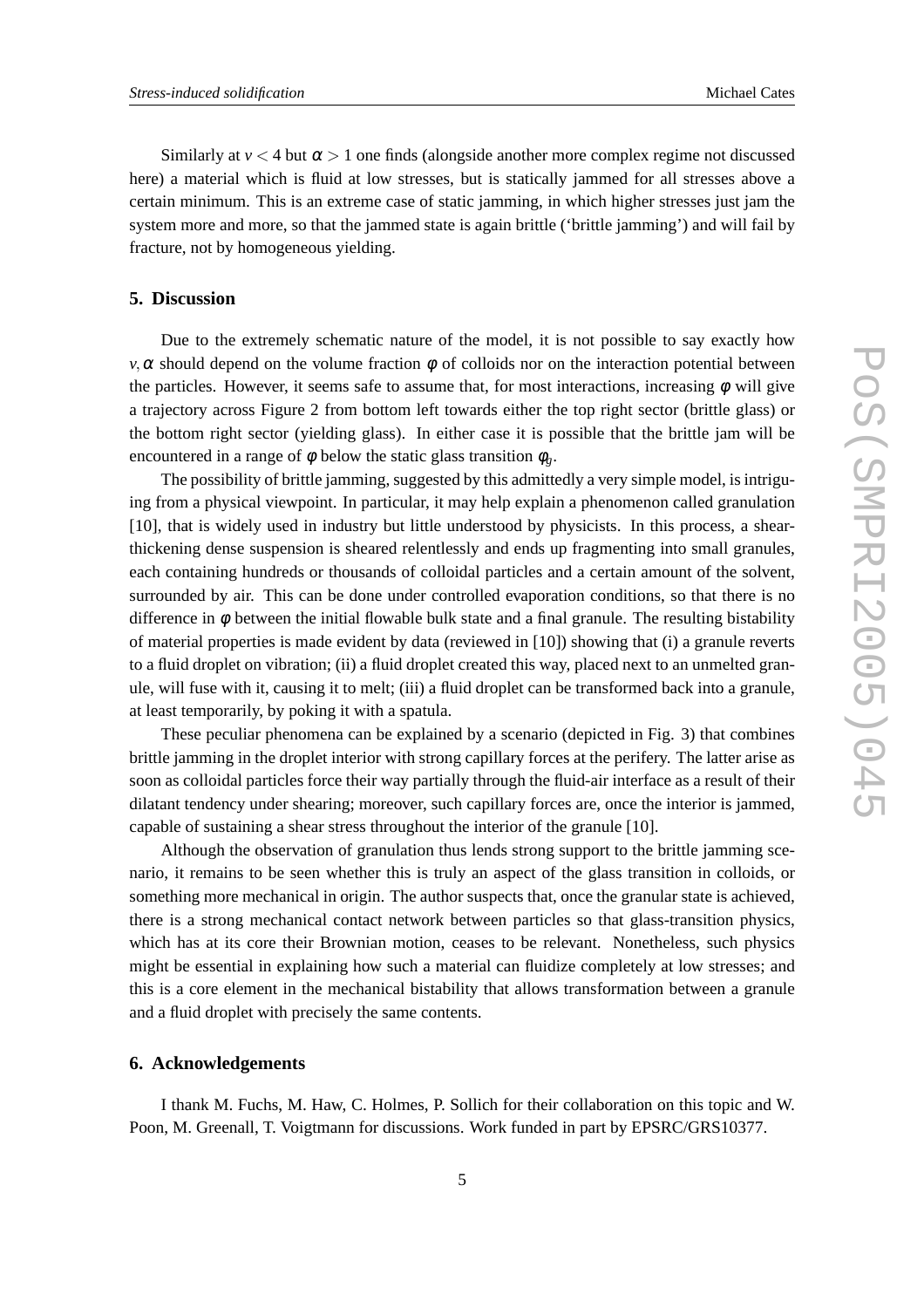Similarly at $v < 4$ but $\alpha > 1$ one finds (alongside another more complex regime not discussed here) a material which is fluid at low stresses, but is statically jammed for all stresses above a certain minimum. This is an extreme case of static jamming, in which higher stresses just jam the system more and more, so that the jammed state is again brittle ('brittle jamming') and will fail by fracture, not by homogeneous yielding.

## 5. Discussion

Due to the extremely schematic nature of the model, it is not possible to say exactly how $v, \alpha$ should depend on the volume fraction $\phi$ of colloids nor on the interaction potential between the particles. However, it seems safe to assume that, for most interactions, increasing $\phi$ will give a trajectory across Figure 2 from bottom left towards either the top right sector (brittle glass) or the bottom right sector (yielding glass). In either case it is possible that the brittle jam will be encountered in a range of $\phi$ below the static glass transition $\phi_g$.

The possibility of brittle jamming, suggested by this admittedly a very simple model, is intriguing from a physical viewpoint. In particular, it may help explain a phenomenon called granulation [10], that is widely used in industry but little understood by physicists. In this process, a shear-thickening dense suspension is sheared relentlessly and ends up fragmenting into small granules, each containing hundreds or thousands of colloidal particles and a certain amount of the solvent, surrounded by air. This can be done under controlled evaporation conditions, so that there is no difference in $\phi$ between the initial flowable bulk state and a final granule. The resulting bistability of material properties is made evident by data (reviewed in [10]) showing that (i) a granule reverts to a fluid droplet on vibration; (ii) a fluid droplet created this way, placed next to an unmelted granule, will fuse with it, causing it to melt; (iii) a fluid droplet can be transformed back into a granule, at least temporarily, by poking it with a spatula.

These peculiar phenomena can be explained by a scenario (depicted in Fig. 3) that combines brittle jamming in the droplet interior with strong capillary forces at the perifery. The latter arise as soon as colloidal particles force their way partially through the fluid-air interface as a result of their dilatant tendency under shearing; moreover, such capillary forces are, once the interior is jammed, capable of sustaining a shear stress throughout the interior of the granule [10].

Although the observation of granulation thus lends strong support to the brittle jamming scenario, it remains to be seen whether this is truly an aspect of the glass transition in colloids, or something more mechanical in origin. The author suspects that, once the granular state is achieved, there is a strong mechanical contact network between particles so that glass-transition physics, which has at its core their Brownian motion, ceases to be relevant. Nonetheless, such physics might be essential in explaining how such a material can fluidize completely at low stresses; and this is a core element in the mechanical bistability that allows transformation between a granule and a fluid droplet with precisely the same contents.

## 6. Acknowledgements

I thank M. Fuchs, M. Haw, C. Holmes, P. Sollich for their collaboration on this topic and W. Poon, M. Greenall, T. Voigtmann for discussions. Work funded in part by EPSRC/GRS10377.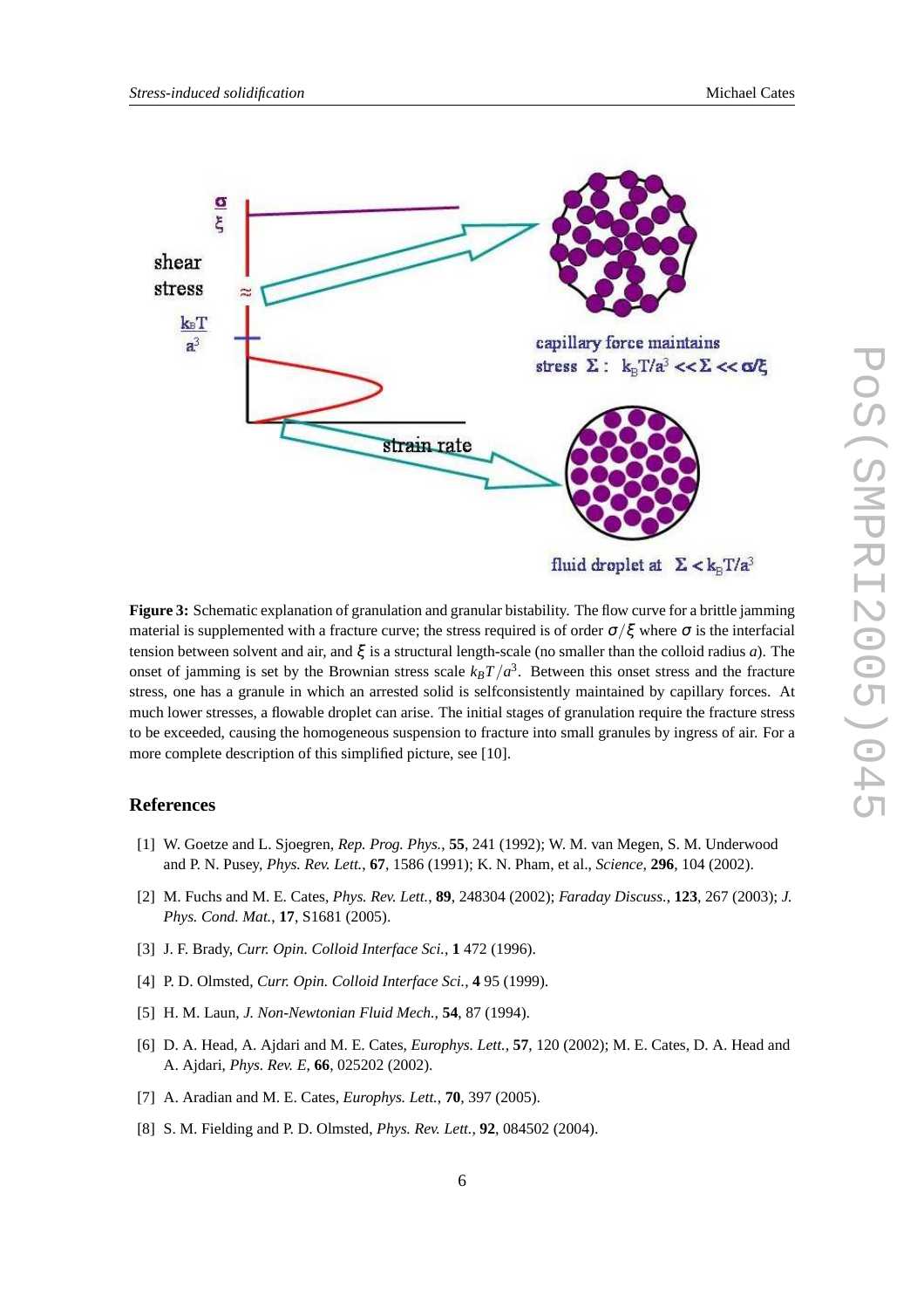**Figure 3:** Schematic explanation of granulation and granular bistability. The flow curve for a brittle jamming material is supplemented with a fracture curve; the stress required is of order $\sigma/\xi$ where $\sigma$ is the interfacial tension between solvent and air, and $\xi$ is a structural length-scale (no smaller than the colloid radius $a$). The onset of jamming is set by the Brownian stress scale $k_BT/a^3$. Between this onset stress and the fracture stress, one has a granule in which an arrested solid is selfconsistently maintained by capillary forces. At much lower stresses, a flowable droplet can arise. The initial stages of granulation require the fracture stress to be exceeded, causing the homogeneous suspension to fracture into small granules by ingress of air. For a more complete description of this simplified picture, see [10].

## References

[1] W. Goetze and L. Sjoegren, *Rep. Prog. Phys.*, **55**, 241 (1992); W. M. van Megen, S. M. Underwood and P. N. Pusey, *Phys. Rev. Lett.*, **67**, 1586 (1991); K. N. Pham, et al., *Science*, **296**, 104 (2002).

[2] M. Fuchs and M. E. Cates, *Phys. Rev. Lett.*, **89**, 248304 (2002); *Faraday Discuss.*, **123**, 267 (2003); *J. Phys. Cond. Mat.*, **17**, S1681 (2005).

[3] J. F. Brady, *Curr. Opin. Colloid Interface Sci.*, **1** 472 (1996).

[4] P. D. Olmsted, *Curr. Opin. Colloid Interface Sci.*, **4** 95 (1999).

[5] H. M. Laun, *J. Non-Newtonian Fluid Mech.*, **54**, 87 (1994).

[6] D. A. Head, A. Ajdari and M. E. Cates, *Europhys. Lett.*, **57**, 120 (2002); M. E. Cates, D. A. Head and A. Ajdari, *Phys. Rev. E*, **66**, 025202 (2002).

[7] A. Aradian and M. E. Cates, *Europhys. Lett.*, **70**, 397 (2005).

[8] S. M. Fielding and P. D. Olmsted, *Phys. Rev. Lett.*, **92**, 084502 (2004).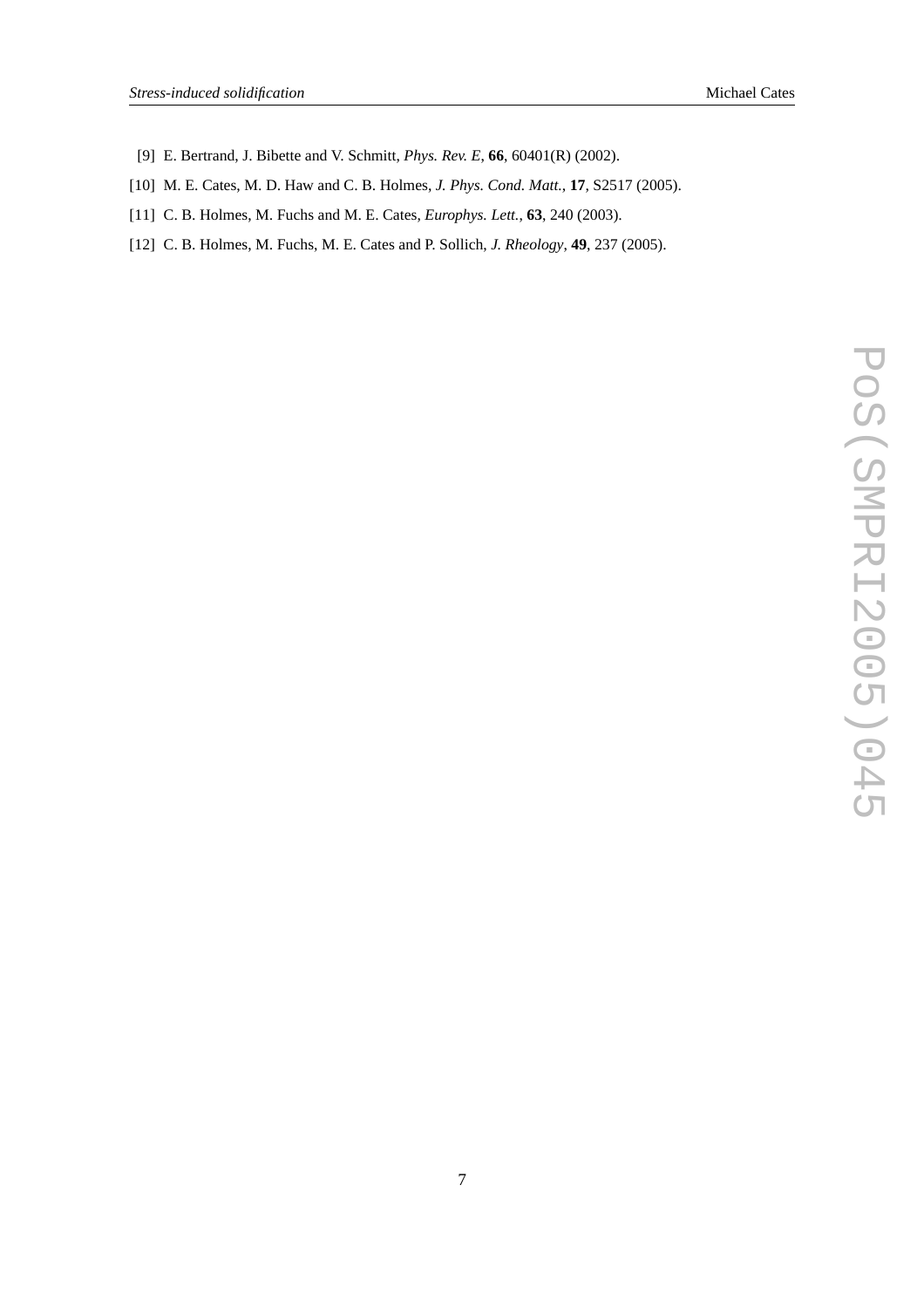[9] E. Bertrand, J. Bibette and V. Schmitt, *Phys. Rev. E*, **66**, 60401(R) (2002).

[10] M. E. Cates, M. D. Haw and C. B. Holmes, *J. Phys. Cond. Matt.*, **17**, S2517 (2005).

[11] C. B. Holmes, M. Fuchs and M. E. Cates, *Europhys. Lett.*, **63**, 240 (2003).

[12] C. B. Holmes, M. Fuchs, M. E. Cates and P. Sollich, *J. Rheology*, **49**, 237 (2005).